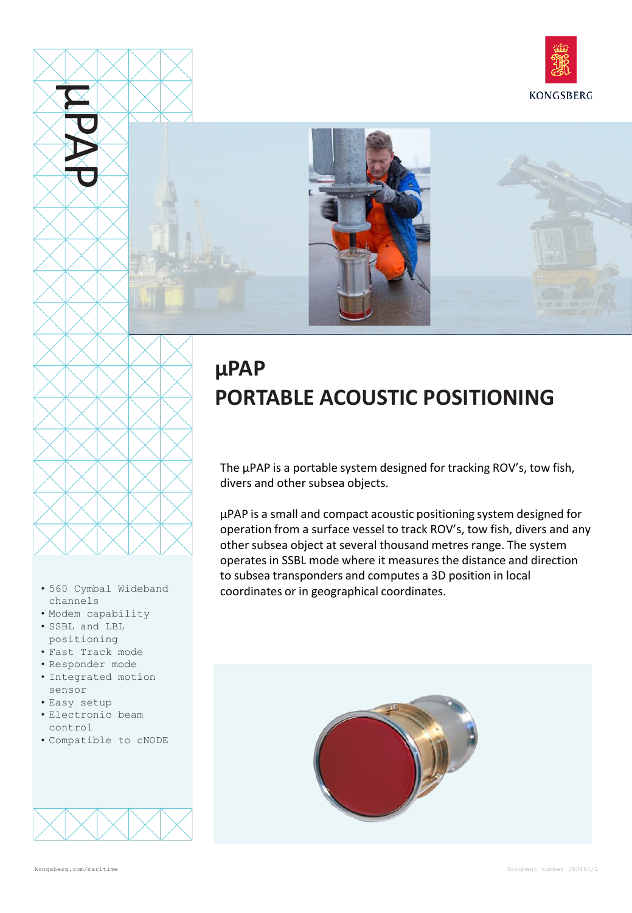# μPAP
# PORTABLE ACOUSTIC POSITIONING

The μPAP is a portable system designed for tracking ROV's, tow fish, divers and other subsea objects.

μPAP is a small and compact acoustic positioning system designed for operation from a surface vessel to track ROV's, tow fish, divers and any other subsea object at several thousand metres range. The system operates in SSBL mode where it measures the distance and direction to subsea transponders and computes a 3D position in local coordinates or in geographical coordinates.

- 560 Cymbal Wideband channels
- Modem capability
- SSBL and LBL positioning
- Fast Track mode
- Responder mode
- Integrated motion sensor
- Easy setup
- Electronic beam control
- Compatible to cNODE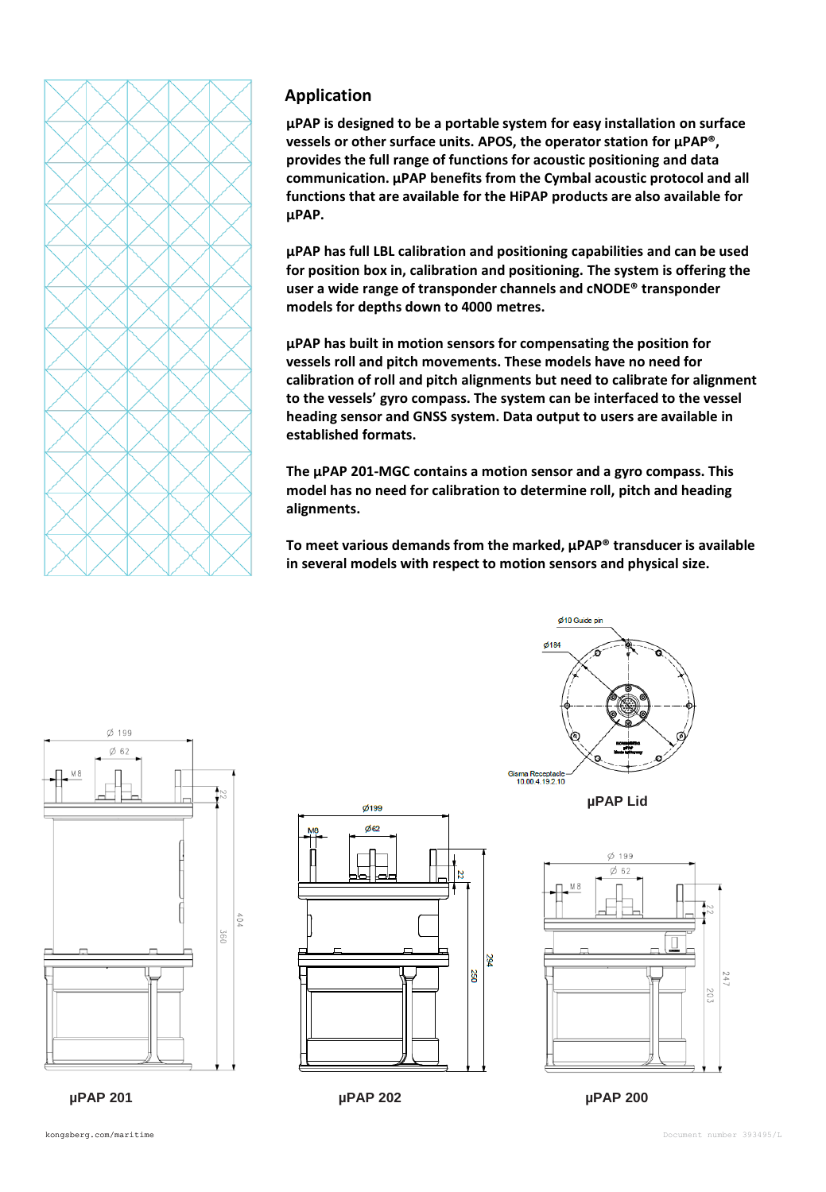## Application

**µPAP is designed to be a portable system for easy installation on surface vessels or other surface units. APOS, the operator station for µPAP®, provides the full range of functions for acoustic positioning and data communication. µPAP benefits from the Cymbal acoustic protocol and all functions that are available for the HiPAP products are also available for µPAP.**

**µPAP has full LBL calibration and positioning capabilities and can be used for position box in, calibration and positioning. The system is offering the user a wide range of transponder channels and cNODE® transponder models for depths down to 4000 metres.**

**µPAP has built in motion sensors for compensating the position for vessels roll and pitch movements. These models have no need for calibration of roll and pitch alignments but need to calibrate for alignment to the vessels' gyro compass. The system can be interfaced to the vessel heading sensor and GNSS system. Data output to users are available in established formats.**

**The µPAP 201-MGC contains a motion sensor and a gyro compass. This model has no need for calibration to determine roll, pitch and heading alignments.**

**To meet various demands from the marked, µPAP® transducer is available in several models with respect to motion sensors and physical size.**

Ø10 Guide pin

Ø184

Gisma Receptacle 10.00.4.19.2.10

**µPAP Lid**

Ø 199

Ø 62

M8

22

404

360

**µPAP 201**

Ø199

Ø62

M8

22

284

250

**µPAP 202**

Ø 199

Ø 62

M8

22

247

203

**µPAP 200**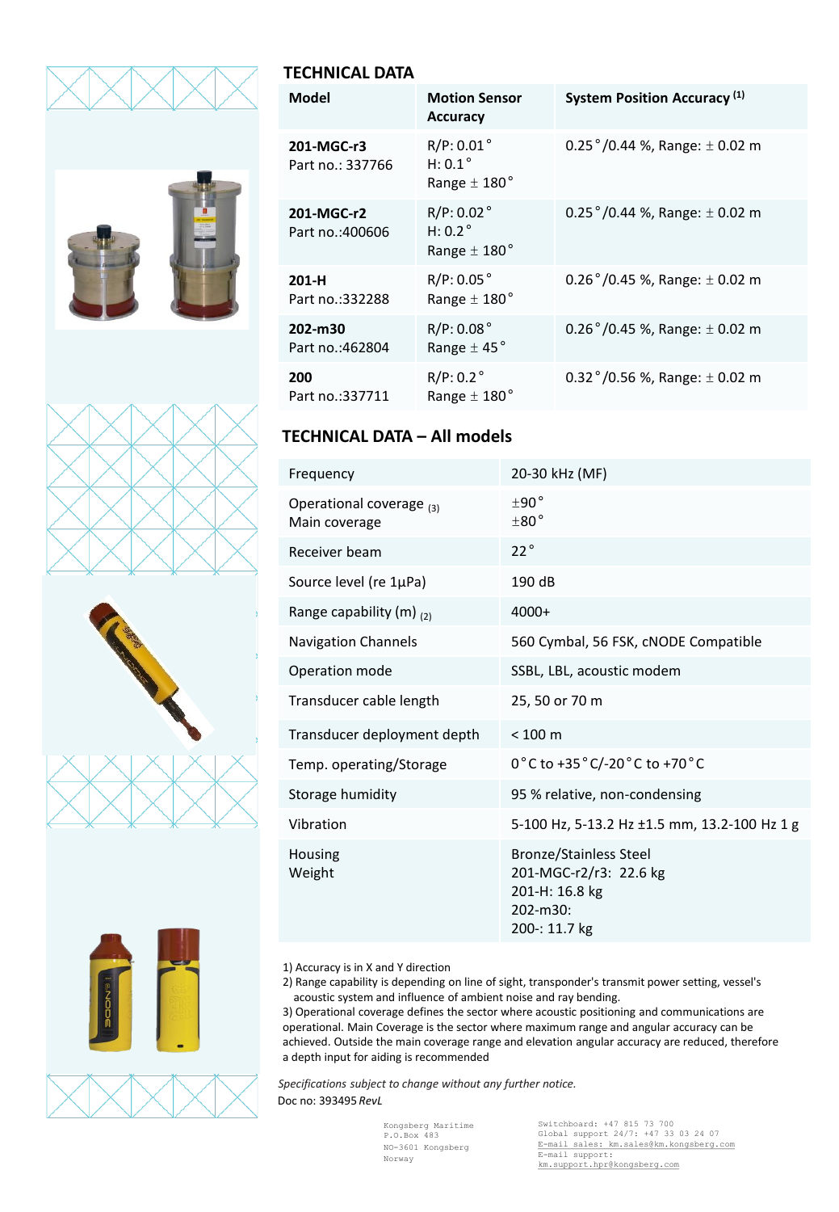## TECHNICAL DATA

| Model | Motion Sensor Accuracy | System Position Accuracy (1) |
|---|---|---|
| **201-MGC-r3**<br>Part no.: 337766 | R/P: 0.01°<br>H: 0.1°<br>Range ± 180° | 0.25°/0.44 %, Range: ± 0.02 m |
| **201-MGC-r2**<br>Part no.:400606 | R/P: 0.02°<br>H: 0.2°<br>Range ± 180° | 0.25°/0.44 %, Range: ± 0.02 m |
| **201-H**<br>Part no.:332288 | R/P: 0.05°<br>Range ± 180° | 0.26°/0.45 %, Range: ± 0.02 m |
| **202-m30**<br>Part no.:462804 | R/P: 0.08°<br>Range ± 45° | 0.26°/0.45 %, Range: ± 0.02 m |
| **200**<br>Part no.:337711 | R/P: 0.2°<br>Range ± 180° | 0.32°/0.56 %, Range: ± 0.02 m |

## TECHNICAL DATA – All models

| | |
|---|---|
| Frequency | 20-30 kHz (MF) |
| Operational coverage (3)<br>Main coverage | ±90°<br>±80° |
| Receiver beam | 22° |
| Source level (re 1µPa) | 190 dB |
| Range capability (m) (2) | 4000+ |
| Navigation Channels | 560 Cymbal, 56 FSK, cNODE Compatible |
| Operation mode | SSBL, LBL, acoustic modem |
| Transducer cable length | 25, 50 or 70 m |
| Transducer deployment depth | < 100 m |
| Temp. operating/Storage | 0°C to +35°C/-20°C to +70°C |
| Storage humidity | 95 % relative, non-condensing |
| Vibration | 5-100 Hz, 5-13.2 Hz ±1.5 mm, 13.2-100 Hz 1 g |
| Housing<br>Weight | Bronze/Stainless Steel<br>201-MGC-r2/r3: 22.6 kg<br>201-H: 16.8 kg<br>202-m30:<br>200-: 11.7 kg |

1) Accuracy is in X and Y direction
2) Range capability is depending on line of sight, transponder's transmit power setting, vessel's acoustic system and influence of ambient noise and ray bending.
3) Operational coverage defines the sector where acoustic positioning and communications are operational. Main Coverage is the sector where maximum range and angular accuracy can be achieved. Outside the main coverage range and elevation angular accuracy are reduced, therefore a depth input for aiding is recommended

*Specifications subject to change without any further notice.*

Doc no: 393495 *RevL*

Kongsberg Maritime
P.O.Box 483
NO-3601 Kongsberg
Norway

Switchboard: +47 815 73 700
Global support 24/7: +47 33 03 24 07
E-mail sales: km.sales@km.kongsberg.com
E-mail support:
km.support.hpr@kongsberg.com